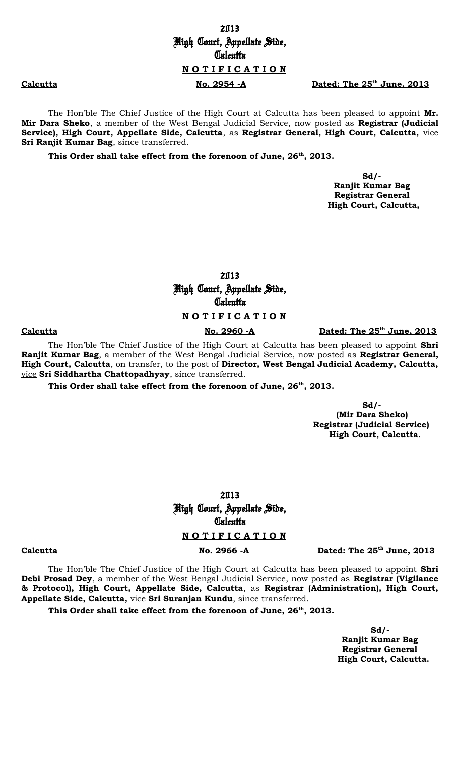# 2013
# High Court, Appellate Side,
# Calcutta

**N O T I F I C A T I O N**

**Calcutta** **No. 2954 -A** **Dated: The 25th June, 2013**

The Hon'ble The Chief Justice of the High Court at Calcutta has been pleased to appoint **Mr. Mir Dara Sheko**, a member of the West Bengal Judicial Service, now posted as **Registrar (Judicial Service), High Court, Appellate Side, Calcutta**, as **Registrar General, High Court, Calcutta,** vice **Sri Ranjit Kumar Bag**, since transferred.

**This Order shall take effect from the forenoon of June, 26th, 2013.**

**Sd/-**
**Ranjit Kumar Bag**
**Registrar General**
**High Court, Calcutta,**

# 2013
# High Court, Appellate Side,
# Calcutta

**N O T I F I C A T I O N**

**Calcutta** **No. 2960 -A** **Dated: The 25th June, 2013**

The Hon'ble The Chief Justice of the High Court at Calcutta has been pleased to appoint **Shri Ranjit Kumar Bag**, a member of the West Bengal Judicial Service, now posted as **Registrar General, High Court, Calcutta**, on transfer, to the post of **Director, West Bengal Judicial Academy, Calcutta,** vice **Sri Siddhartha Chattopadhyay**, since transferred.

**This Order shall take effect from the forenoon of June, 26th, 2013.**

**Sd/-**
**(Mir Dara Sheko)**
**Registrar (Judicial Service)**
**High Court, Calcutta.**

# 2013
# High Court, Appellate Side,
# Calcutta

**N O T I F I C A T I O N**

**Calcutta** **No. 2966 -A** **Dated: The 25th June, 2013**

The Hon'ble The Chief Justice of the High Court at Calcutta has been pleased to appoint **Shri Debi Prosad Dey**, a member of the West Bengal Judicial Service, now posted as **Registrar (Vigilance & Protocol), High Court, Appellate Side, Calcutta**, as **Registrar (Administration), High Court, Appellate Side, Calcutta,** vice **Sri Suranjan Kundu**, since transferred.

**This Order shall take effect from the forenoon of June, 26th, 2013.**

**Sd/-**
**Ranjit Kumar Bag**
**Registrar General**
**High Court, Calcutta.**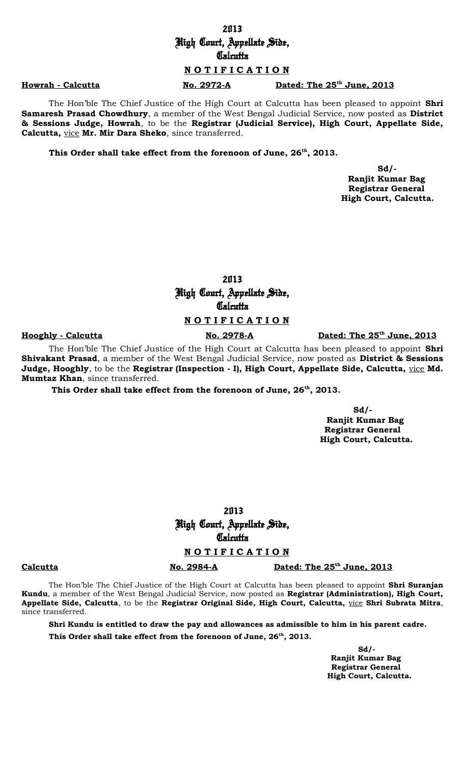# 2013
# High Court, Appellate Side, Calcutta

## N O T I F I C A T I O N

**Howrah - Calcutta** **No. 2972-A** **Dated: The 25th June, 2013**

The Hon'ble The Chief Justice of the High Court at Calcutta has been pleased to appoint **Shri Samaresh Prasad Chowdhury**, a member of the West Bengal Judicial Service, now posted as **District & Sessions Judge, Howrah**, to be the **Registrar (Judicial Service), High Court, Appellate Side, Calcutta,** vice **Mr. Mir Dara Sheko**, since transferred.

**This Order shall take effect from the forenoon of June, 26th, 2013.**

**Sd/-**
**Ranjit Kumar Bag**
**Registrar General**
**High Court, Calcutta.**

# 2013
# High Court, Appellate Side, Calcutta

## N O T I F I C A T I O N

**Hooghly - Calcutta** **No. 2978-A** **Dated: The 25th June, 2013**

The Hon'ble The Chief Justice of the High Court at Calcutta has been pleased to appoint **Shri Shivakant Prasad**, a member of the West Bengal Judicial Service, now posted as **District & Sessions Judge, Hooghly**, to be the **Registrar (Inspection - I), High Court, Appellate Side, Calcutta,** vice **Md. Mumtaz Khan**, since transferred.

**This Order shall take effect from the forenoon of June, 26th, 2013.**

**Sd/-**
**Ranjit Kumar Bag**
**Registrar General**
**High Court, Calcutta.**

# 2013
# High Court, Appellate Side, Calcutta

## N O T I F I C A T I O N

**Calcutta** **No. 2984-A** **Dated: The 25th June, 2013**

The Hon'ble The Chief Justice of the High Court at Calcutta has been pleased to appoint **Shri Suranjan Kundu**, a member of the West Bengal Judicial Service, now posted as **Registrar (Administration), High Court, Appellate Side, Calcutta**, to be the **Registrar Original Side, High Court, Calcutta,** vice **Shri Subrata Mitra**, since transferred.

**Shri Kundu is entitled to draw the pay and allowances as admissible to him in his parent cadre.**

**This Order shall take effect from the forenoon of June, 26th, 2013.**

**Sd/-**
**Ranjit Kumar Bag**
**Registrar General**
**High Court, Calcutta.**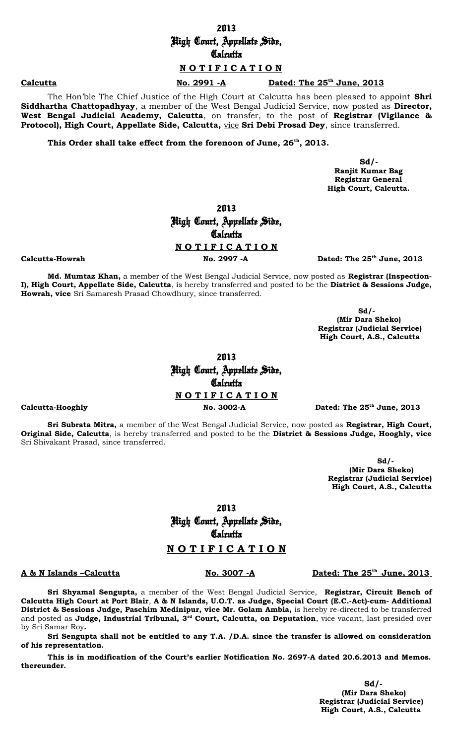# 2013
# High Court, Appellate Side, Calcutta

## N O T I F I C A T I O N

**Calcutta** **No. 2991 -A** **Dated: The 25th June, 2013**

The Hon'ble The Chief Justice of the High Court at Calcutta has been pleased to appoint **Shri Siddhartha Chattopadhyay**, a member of the West Bengal Judicial Service, now posted as **Director, West Bengal Judicial Academy, Calcutta**, on transfer, to the post of **Registrar (Vigilance & Protocol), High Court, Appellate Side, Calcutta,** vice **Sri Debi Prosad Dey**, since transferred.

**This Order shall take effect from the forenoon of June, 26th, 2013.**

**Sd/-**
**Ranjit Kumar Bag**
**Registrar General**
**High Court, Calcutta.**

# 2013
# High Court, Appellate Side, Calcutta

## N O T I F I C A T I O N

**Calcutta-Howrah** **No. 2997 -A** **Dated: The 25th June, 2013**

**Md. Mumtaz Khan,** a member of the West Bengal Judicial Service, now posted as **Registrar (Inspection-I), High Court, Appellate Side, Calcutta**, is hereby transferred and posted to be the **District & Sessions Judge, Howrah, vice** Sri Samaresh Prasad Chowdhury, since transferred.

**Sd/-**
**(Mir Dara Sheko)**
**Registrar (Judicial Service)**
**High Court, A.S., Calcutta**

# 2013
# High Court, Appellate Side, Calcutta

## N O T I F I C A T I O N

**Calcutta-Hooghly** **No. 3002-A** **Dated: The 25th June, 2013**

**Sri Subrata Mitra,** a member of the West Bengal Judicial Service, now posted as **Registrar, High Court, Original Side, Calcutta**, is hereby transferred and posted to be the **District & Sessions Judge, Hooghly, vice** Sri Shivakant Prasad, since transferred.

**Sd/-**
**(Mir Dara Sheko)**
**Registrar (Judicial Service)**
**High Court, A.S., Calcutta**

# 2013
# High Court, Appellate Side, Calcutta

## N O T I F I C A T I O N

**A & N Islands –Calcutta** **No. 3007 -A** **Dated: The 25th June, 2013**

**Sri Shyamal Sengupta,** a member of the West Bengal Judicial Service, **Registrar, Circuit Bench of Calcutta High Court at Port Blair**, **A & N Islands, U.O.T. as Judge, Special Court (E.C.-Act)-cum- Additional District & Sessions Judge, Paschim Medinipur, vice Mr. Golam Ambia,** is hereby re-directed to be transferred and posted as **Judge, Industrial Tribunal, 3rd Court, Calcutta, on Deputation**, vice vacant, last presided over by Sri Samar Roy**.**

**Sri Sengupta shall not be entitled to any T.A. /D.A. since the transfer is allowed on consideration of his representation.**

**This is in modification of the Court's earlier Notification No. 2697-A dated 20.6.2013 and Memos. thereunder.**

**Sd/-**
**(Mir Dara Sheko)**
**Registrar (Judicial Service)**
**High Court, A.S., Calcutta**